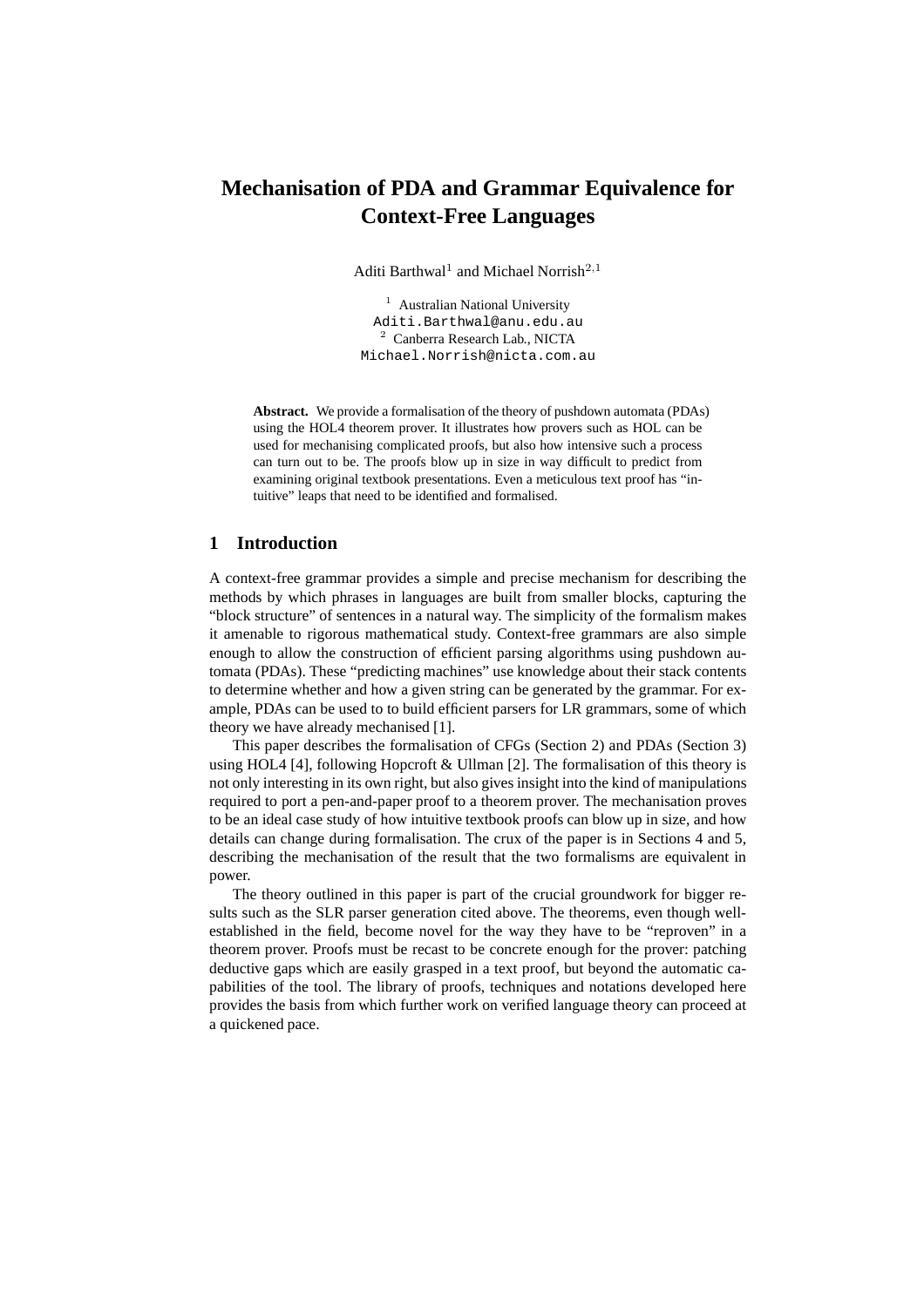# Mechanisation of PDA and Grammar Equivalence for Context-Free Languages

Aditi Barthwal[1] and Michael Norrish[2,1]

[1] Australian National University
Aditi.Barthwal@anu.edu.au
[2] Canberra Research Lab., NICTA
Michael.Norrish@nicta.com.au

**Abstract.** We provide a formalisation of the theory of pushdown automata (PDAs) using the HOL4 theorem prover. It illustrates how provers such as HOL can be used for mechanising complicated proofs, but also how intensive such a process can turn out to be. The proofs blow up in size in way difficult to predict from examining original textbook presentations. Even a meticulous text proof has "intuitive" leaps that need to be identified and formalised.

## 1 Introduction

A context-free grammar provides a simple and precise mechanism for describing the methods by which phrases in languages are built from smaller blocks, capturing the "block structure" of sentences in a natural way. The simplicity of the formalism makes it amenable to rigorous mathematical study. Context-free grammars are also simple enough to allow the construction of efficient parsing algorithms using pushdown automata (PDAs). These "predicting machines" use knowledge about their stack contents to determine whether and how a given string can be generated by the grammar. For example, PDAs can be used to to build efficient parsers for LR grammars, some of which theory we have already mechanised [1].

This paper describes the formalisation of CFGs (Section 2) and PDAs (Section 3) using HOL4 [4], following Hopcroft & Ullman [2]. The formalisation of this theory is not only interesting in its own right, but also gives insight into the kind of manipulations required to port a pen-and-paper proof to a theorem prover. The mechanisation proves to be an ideal case study of how intuitive textbook proofs can blow up in size, and how details can change during formalisation. The crux of the paper is in Sections 4 and 5, describing the mechanisation of the result that the two formalisms are equivalent in power.

The theory outlined in this paper is part of the crucial groundwork for bigger results such as the SLR parser generation cited above. The theorems, even though well-established in the field, become novel for the way they have to be "reproven" in a theorem prover. Proofs must be recast to be concrete enough for the prover: patching deductive gaps which are easily grasped in a text proof, but beyond the automatic capabilities of the tool. The library of proofs, techniques and notations developed here provides the basis from which further work on verified language theory can proceed at a quickened pace.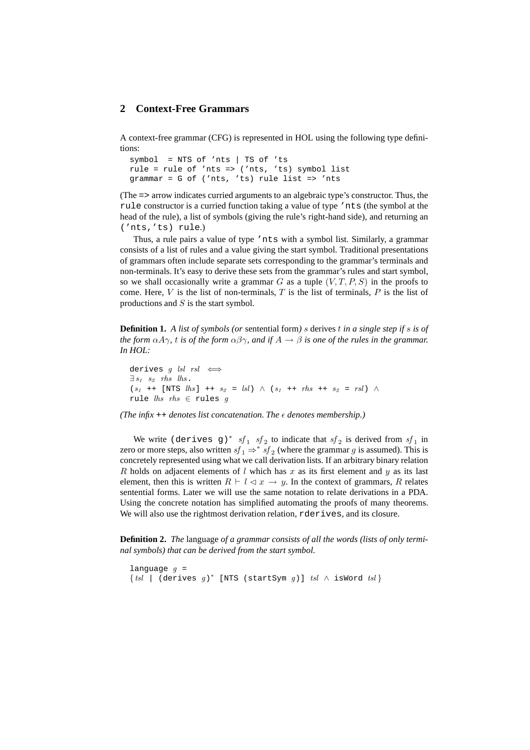## 2 Context-Free Grammars

A context-free grammar (CFG) is represented in HOL using the following type definitions:

```
symbol  = NTS of 'nts | TS of 'ts
rule = rule of 'nts => ('nts, 'ts) symbol list
grammar = G of ('nts, 'ts) rule list => 'nts
```

(The `=>` arrow indicates curried arguments to an algebraic type's constructor. Thus, the `rule` constructor is a curried function taking a value of type `'nts` (the symbol at the head of the rule), a list of symbols (giving the rule's right-hand side), and returning an `('nts,'ts) rule`.)

Thus, a rule pairs a value of type `'nts` with a symbol list. Similarly, a grammar consists of a list of rules and a value giving the start symbol. Traditional presentations of grammars often include separate sets corresponding to the grammar's terminals and non-terminals. It's easy to derive these sets from the grammar's rules and start symbol, so we shall occasionally write a grammar $G$ as a tuple $(V, T, P, S)$ in the proofs to come. Here, $V$ is the list of non-terminals, $T$ is the list of terminals, $P$ is the list of productions and $S$ is the start symbol.

**Definition 1.** *A list of symbols (or* sentential form*) $s$* derives *$t$ in a single step if $s$ is of the form $\alpha A \gamma$, $t$ is of the form $\alpha\beta\gamma$, and if $A \rightarrow \beta$ is one of the rules in the grammar. In HOL:*

derives $g$ $lsl$ $rsl$ $\iff$
$\exists\, s_1\ s_2\ rhs\ lhs.$
$(s_1$ ++ [NTS $lhs$] ++ $s_2$ = $lsl) \wedge (s_1$ ++ $rhs$ ++ $s_2$ = $rsl) \wedge$
rule $lhs$ $rhs$ $\in$ rules $g$

*(The infix ++ denotes list concatenation. The $\epsilon$ denotes membership.)*

We write (derives g)$^*$ $sf_1$ $sf_2$ to indicate that $sf_2$ is derived from $sf_1$ in zero or more steps, also written $sf_1 \Rightarrow^* sf_2$ (where the grammar $g$ is assumed). This is concretely represented using what we call derivation lists. If an arbitrary binary relation $R$ holds on adjacent elements of $l$ which has $x$ as its first element and $y$ as its last element, then this is written $R \vdash l \lhd x \rightarrow y$. In the context of grammars, $R$ relates sentential forms. Later we will use the same notation to relate derivations in a PDA. Using the concrete notation has simplified automating the proofs of many theorems. We will also use the rightmost derivation relation, `rderives`, and its closure.

**Definition 2.** *The* language *of a grammar consists of all the words (lists of only terminal symbols) that can be derived from the start symbol.*

language $g$ =
$\{tsl$ | (derives $g)^*$ [NTS (startSym $g$)] $tsl \wedge$ isWord $tsl\}$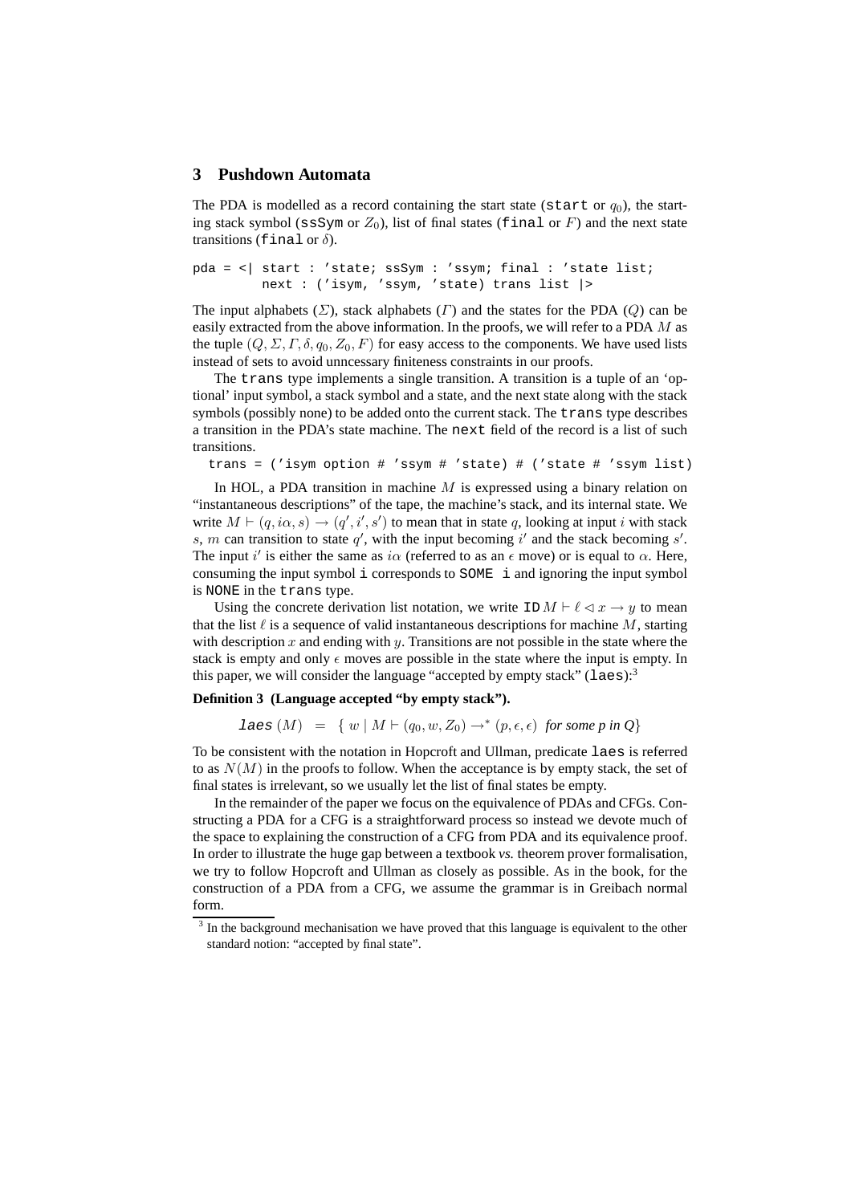## 3 Pushdown Automata

The PDA is modelled as a record containing the start state (`start` or $q_0$), the starting stack symbol (`ssSym` or $Z_0$), list of final states (`final` or $F$) and the next state transitions (`final` or $\delta$).

```
pda = <| start : 'state; ssSym : 'ssym; final : 'state list;
         next : ('isym, 'ssym, 'state) trans list |>
```

The input alphabets ($\Sigma$), stack alphabets ($\Gamma$) and the states for the PDA ($Q$) can be easily extracted from the above information. In the proofs, we will refer to a PDA $M$ as the tuple $(Q, \Sigma, \Gamma, \delta, q_0, Z_0, F)$ for easy access to the components. We have used lists instead of sets to avoid unncessary finiteness constraints in our proofs.

The `trans` type implements a single transition. A transition is a tuple of an 'optional' input symbol, a stack symbol and a state, and the next state along with the stack symbols (possibly none) to be added onto the current stack. The `trans` type describes a transition in the PDA's state machine. The `next` field of the record is a list of such transitions.

```
trans = ('isym option # 'ssym # 'state) # ('state # 'ssym list)
```

In HOL, a PDA transition in machine $M$ is expressed using a binary relation on "instantaneous descriptions" of the tape, the machine's stack, and its internal state. We write $M \vdash (q, i\alpha, s) \rightarrow (q', i', s')$ to mean that in state $q$, looking at input $i$ with stack $s$, $m$ can transition to state $q'$, with the input becoming $i'$ and the stack becoming $s'$. The input $i'$ is either the same as $i\alpha$ (referred to as an $\epsilon$ move) or is equal to $\alpha$. Here, consuming the input symbol `i` corresponds to `SOME i` and ignoring the input symbol is `NONE` in the `trans` type.

Using the concrete derivation list notation, we write `ID` $M \vdash \ell \lhd x \rightarrow y$ to mean that the list $\ell$ is a sequence of valid instantaneous descriptions for machine $M$, starting with description $x$ and ending with $y$. Transitions are not possible in the state where the stack is empty and only $\epsilon$ moves are possible in the state where the input is empty. In this paper, we will consider the language "accepted by empty stack" (`laes`):[3]

**Definition 3 (Language accepted "by empty stack").**

$$\texttt{laes}\,(M) \;\;=\;\; \{\, w \mid M \vdash (q_0, w, Z_0) \rightarrow^{*} (p, \epsilon, \epsilon) \;\; \textit{for some p in Q} \}$$

To be consistent with the notation in Hopcroft and Ullman, predicate `laes` is referred to as $N(M)$ in the proofs to follow. When the acceptance is by empty stack, the set of final states is irrelevant, so we usually let the list of final states be empty.

In the remainder of the paper we focus on the equivalence of PDAs and CFGs. Constructing a PDA for a CFG is a straightforward process so instead we devote much of the space to explaining the construction of a CFG from PDA and its equivalence proof. In order to illustrate the huge gap between a textbook *vs.* theorem prover formalisation, we try to follow Hopcroft and Ullman as closely as possible. As in the book, for the construction of a PDA from a CFG, we assume the grammar is in Greibach normal form.

[3] In the background mechanisation we have proved that this language is equivalent to the other standard notion: "accepted by final state".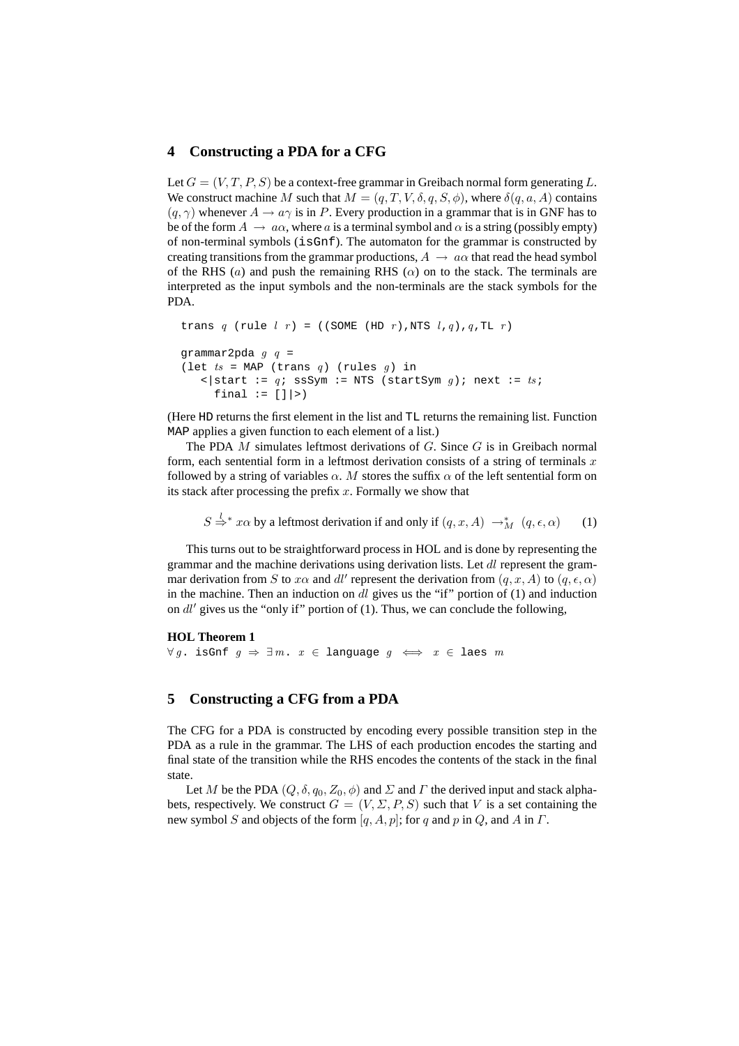## 4 Constructing a PDA for a CFG

Let $G = (V, T, P, S)$ be a context-free grammar in Greibach normal form generating $L$. We construct machine $M$ such that $M = (q, T, V, \delta, q, S, \phi)$, where $\delta(q, a, A)$ contains $(q, \gamma)$ whenever $A \rightarrow a\gamma$ is in $P$. Every production in a grammar that is in GNF has to be of the form $A \rightarrow a\alpha$, where $a$ is a terminal symbol and $\alpha$ is a string (possibly empty) of non-terminal symbols (`isGnf`). The automaton for the grammar is constructed by creating transitions from the grammar productions, $A \rightarrow a\alpha$ that read the head symbol of the RHS ($a$) and push the remaining RHS ($\alpha$) on to the stack. The terminals are interpreted as the input symbols and the non-terminals are the stack symbols for the PDA.

```
trans q (rule l r) = ((SOME (HD r),NTS l,q),q,TL r)

grammar2pda g q =
(let ts = MAP (trans q) (rules g) in
   <|start := q; ssSym := NTS (startSym g); next := ts;
     final := []|>)
```

(Here `HD` returns the first element in the list and `TL` returns the remaining list. Function `MAP` applies a given function to each element of a list.)

The PDA $M$ simulates leftmost derivations of $G$. Since $G$ is in Greibach normal form, each sentential form in a leftmost derivation consists of a string of terminals $x$ followed by a string of variables $\alpha$. $M$ stores the suffix $\alpha$ of the left sentential form on its stack after processing the prefix $x$. Formally we show that

$$S \overset{l}{\Rightarrow}{}^{*} x\alpha \text{ by a leftmost derivation if and only if } (q, x, A) \rightarrow_M^* (q, \epsilon, \alpha) \qquad (1)$$

This turns out to be straightforward process in HOL and is done by representing the grammar and the machine derivations using derivation lists. Let $dl$ represent the grammar derivation from $S$ to $x\alpha$ and $dl'$ represent the derivation from $(q, x, A)$ to $(q, \epsilon, \alpha)$ in the machine. Then an induction on $dl$ gives us the "if" portion of (1) and induction on $dl'$ gives us the "only if" portion of (1). Thus, we can conclude the following,

**HOL Theorem 1**
$\forall g$. `isGnf` $g \Rightarrow \exists m.\ x \in$ `language` $g \iff x \in$ `laes` $m$

## 5 Constructing a CFG from a PDA

The CFG for a PDA is constructed by encoding every possible transition step in the PDA as a rule in the grammar. The LHS of each production encodes the starting and final state of the transition while the RHS encodes the contents of the stack in the final state.

Let $M$ be the PDA $(Q, \delta, q_0, Z_0, \phi)$ and $\Sigma$ and $\Gamma$ the derived input and stack alphabets, respectively. We construct $G = (V, \Sigma, P, S)$ such that $V$ is a set containing the new symbol $S$ and objects of the form $[q, A, p]$; for $q$ and $p$ in $Q$, and $A$ in $\Gamma$.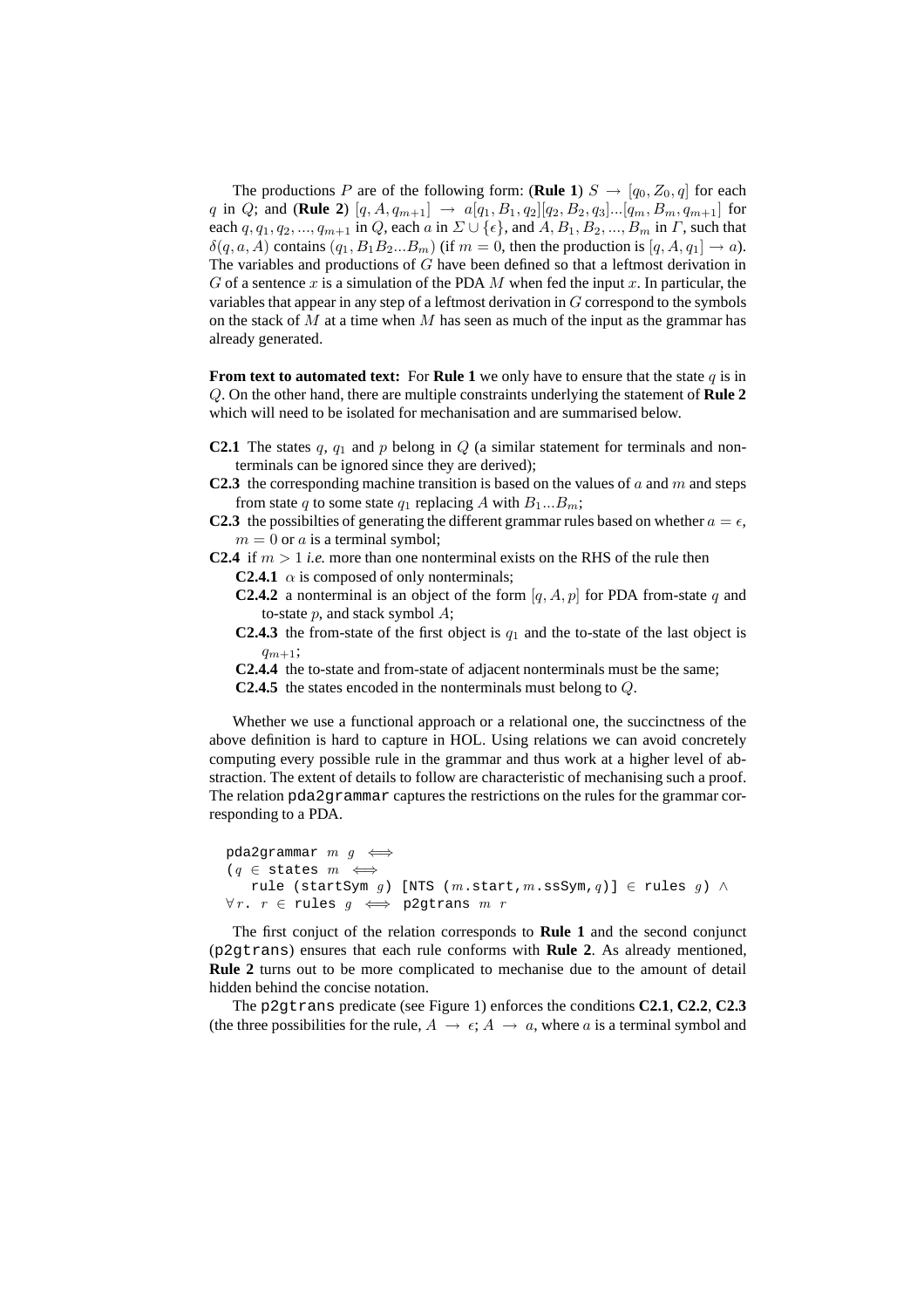The productions $P$ are of the following form: (**Rule 1**) $S \rightarrow [q_0, Z_0, q]$ for each $q$ in $Q$; and (**Rule 2**) $[q, A, q_{m+1}] \rightarrow a[q_1, B_1, q_2][q_2, B_2, q_3]...[q_m, B_m, q_{m+1}]$ for each $q, q_1, q_2, ..., q_{m+1}$ in $Q$, each $a$ in $\Sigma \cup \{\epsilon\}$, and $A, B_1, B_2, ..., B_m$ in $\Gamma$, such that $\delta(q, a, A)$ contains $(q_1, B_1B_2...B_m)$ (if $m = 0$, then the production is $[q, A, q_1] \rightarrow a$). The variables and productions of $G$ have been defined so that a leftmost derivation in $G$ of a sentence $x$ is a simulation of the PDA $M$ when fed the input $x$. In particular, the variables that appear in any step of a leftmost derivation in $G$ correspond to the symbols on the stack of $M$ at a time when $M$ has seen as much of the input as the grammar has already generated.

**From text to automated text:** For **Rule 1** we only have to ensure that the state $q$ is in $Q$. On the other hand, there are multiple constraints underlying the statement of **Rule 2** which will need to be isolated for mechanisation and are summarised below.

- **C2.1** The states $q$, $q_1$ and $p$ belong in $Q$ (a similar statement for terminals and nonterminals can be ignored since they are derived);
- **C2.3** the corresponding machine transition is based on the values of $a$ and $m$ and steps from state $q$ to some state $q_1$ replacing $A$ with $B_1...B_m$;
- **C2.3** the possibilties of generating the different grammar rules based on whether $a = \epsilon$, $m = 0$ or $a$ is a terminal symbol;
- **C2.4** if $m > 1$ *i.e.* more than one nonterminal exists on the RHS of the rule then
  - **C2.4.1** $\alpha$ is composed of only nonterminals;
  - **C2.4.2** a nonterminal is an object of the form $[q, A, p]$ for PDA from-state $q$ and to-state $p$, and stack symbol $A$;
  - **C2.4.3** the from-state of the first object is $q_1$ and the to-state of the last object is $q_{m+1}$;
  - **C2.4.4** the to-state and from-state of adjacent nonterminals must be the same;
  - **C2.4.5** the states encoded in the nonterminals must belong to $Q$.

Whether we use a functional approach or a relational one, the succinctness of the above definition is hard to capture in HOL. Using relations we can avoid concretely computing every possible rule in the grammar and thus work at a higher level of abstraction. The extent of details to follow are characteristic of mechanising such a proof. The relation `pda2grammar` captures the restrictions on the rules for the grammar corresponding to a PDA.

```
pda2grammar m g ⟺
(q ∈ states m ⟺
   rule (startSym g) [NTS (m.start,m.ssSym,q)] ∈ rules g) ∧
∀r. r ∈ rules g ⟺ p2gtrans m r
```

The first conjuct of the relation corresponds to **Rule 1** and the second conjunct (`p2gtrans`) ensures that each rule conforms with **Rule 2**. As already mentioned, **Rule 2** turns out to be more complicated to mechanise due to the amount of detail hidden behind the concise notation.

The `p2gtrans` predicate (see Figure 1) enforces the conditions **C2.1**, **C2.2**, **C2.3** (the three possibilities for the rule, $A \rightarrow \epsilon$; $A \rightarrow a$, where $a$ is a terminal symbol and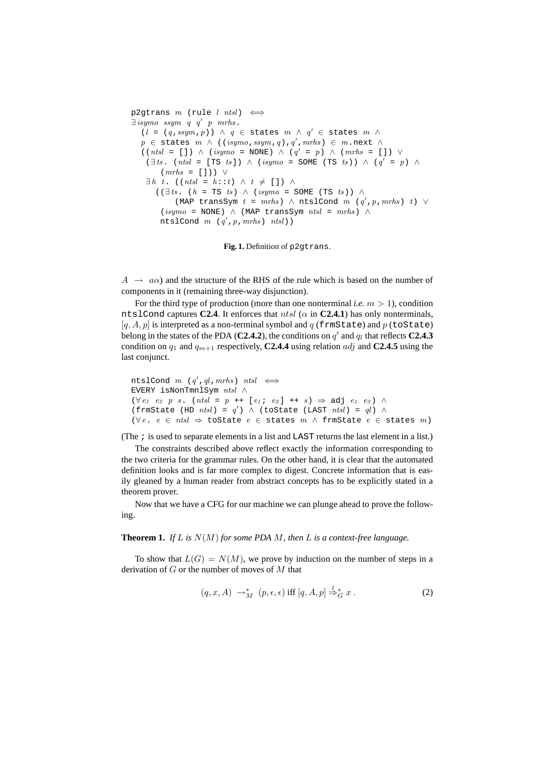```
p2gtrans m (rule l ntsl) ⟺
∃ isymo ssym q q' p mrhs.
  (l = (q, ssym, p)) ∧ q ∈ states m ∧ q' ∈ states m ∧
  p ∈ states m ∧ ((isymo, ssym, q), q', mrhs) ∈ m.next ∧
  ((ntsl = []) ∧ (isymo = NONE) ∧ (q' = p) ∧ (mrhs = []) ∨
   (∃ ts. (ntsl = [TS ts]) ∧ (isymo = SOME (TS ts)) ∧ (q' = p) ∧
       (mrhs = [])) ∨
   ∃ h t. ((ntsl = h::t) ∧ t ≠ []) ∧
     ((∃ ts. (h = TS ts) ∧ (isymo = SOME (TS ts)) ∧
          (MAP transSym t = mrhs) ∧ ntslCond m (q', p, mrhs) t) ∨
       (isymo = NONE) ∧ (MAP transSym ntsl = mrhs) ∧
       ntslCond m (q', p, mrhs) ntsl))
```

**Fig. 1.** Definition of `p2gtrans`.

$A \rightarrow a\alpha$) and the structure of the RHS of the rule which is based on the number of components in it (remaining three-way disjunction).

For the third type of production (more than one nonterminal *i.e.* $m > 1$), condition `ntslCond` captures **C2.4**. It enforces that $ntsl$ ($\alpha$ in **C2.4.1**) has only nonterminals, $[q, A, p]$ is interpreted as a non-terminal symbol and $q$ (`frmState`) and $p$ (`toState`) belong in the states of the PDA (**C2.4.2**), the conditions on $q'$ and $q_l$ that reflects **C2.4.3** condition on $q_1$ and $q_{m+1}$ respectively, **C2.4.4** using relation $adj$ and **C2.4.5** using the last conjunct.

```
ntslCond m (q', ql, mrhs) ntsl ⟺
EVERY isNonTmnlSym ntsl ∧
(∀ e1 e2 p s. (ntsl = p ++ [e1; e2] ++ s) ⇒ adj e1 e2) ∧
(frmState (HD ntsl) = q') ∧ (toState (LAST ntsl) = ql) ∧
(∀ e. e ∈ ntsl ⇒ toState e ∈ states m ∧ frmState e ∈ states m)
```

(The `;` is used to separate elements in a list and `LAST` returns the last element in a list.)

The constraints described above reflect exactly the information corresponding to the two criteria for the grammar rules. On the other hand, it is clear that the automated definition looks and is far more complex to digest. Concrete information that is easily gleaned by a human reader from abstract concepts has to be explicitly stated in a theorem prover.

Now that we have a CFG for our machine we can plunge ahead to prove the following.

**Theorem 1.** *If $L$ is $N(M)$ for some PDA $M$, then $L$ is a context-free language.*

To show that $L(G) = N(M)$, we prove by induction on the number of steps in a derivation of $G$ or the number of moves of $M$ that

$$(q, x, A) \rightarrow^*_M (p, \epsilon, \epsilon) \text{ iff } [q, A, p] \stackrel{l}{\Rightarrow}^*_G x \,. \qquad (2)$$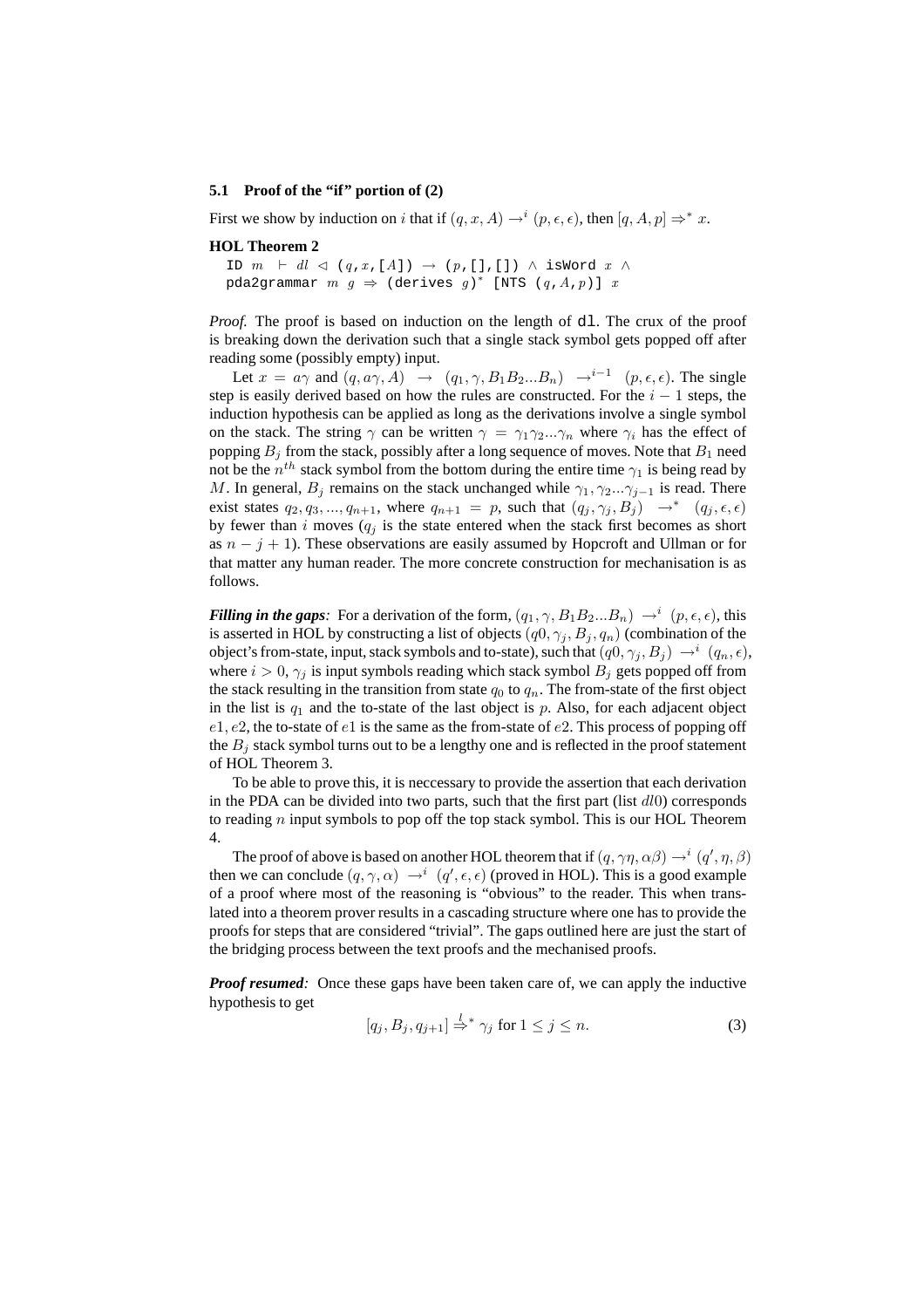### 5.1 Proof of the "if" portion of (2)

First we show by induction on $i$ that if $(q, x, A) \rightarrow^i (p, \epsilon, \epsilon)$, then $[q, A, p] \Rightarrow^* x$.

**HOL Theorem 2**

```
ID m ⊢ dl ◁ (q,x,[A]) → (p,[],[]) ∧ isWord x ∧
pda2grammar m g ⇒ (derives g)* [NTS (q,A,p)] x
```

*Proof.* The proof is based on induction on the length of dl. The crux of the proof is breaking down the derivation such that a single stack symbol gets popped off after reading some (possibly empty) input.

Let $x = a\gamma$ and $(q, a\gamma, A) \rightarrow (q_1, \gamma, B_1B_2...B_n) \rightarrow^{i-1} (p, \epsilon, \epsilon)$. The single step is easily derived based on how the rules are constructed. For the $i - 1$ steps, the induction hypothesis can be applied as long as the derivations involve a single symbol on the stack. The string $\gamma$ can be written $\gamma = \gamma_1\gamma_2...\gamma_n$ where $\gamma_i$ has the effect of popping $B_j$ from the stack, possibly after a long sequence of moves. Note that $B_1$ need not be the $n^{th}$ stack symbol from the bottom during the entire time $\gamma_1$ is being read by $M$. In general, $B_j$ remains on the stack unchanged while $\gamma_1, \gamma_2...\gamma_{j-1}$ is read. There exist states $q_2, q_3, ..., q_{n+1}$, where $q_{n+1} = p$, such that $(q_j, \gamma_j, B_j) \rightarrow^* (q_j, \epsilon, \epsilon)$ by fewer than $i$ moves ($q_j$ is the state entered when the stack first becomes as short as $n - j + 1$). These observations are easily assumed by Hopcroft and Ullman or for that matter any human reader. The more concrete construction for mechanisation is as follows.

***Filling in the gaps**:* For a derivation of the form, $(q_1, \gamma, B_1B_2...B_n) \rightarrow^i (p, \epsilon, \epsilon)$, this is asserted in HOL by constructing a list of objects $(q0, \gamma_j, B_j, q_n)$ (combination of the object's from-state, input, stack symbols and to-state), such that $(q0, \gamma_j, B_j) \rightarrow^i (q_n, \epsilon)$, where $i > 0$, $\gamma_j$ is input symbols reading which stack symbol $B_j$ gets popped off from the stack resulting in the transition from state $q_0$ to $q_n$. The from-state of the first object in the list is $q_1$ and the to-state of the last object is $p$. Also, for each adjacent object $e1, e2$, the to-state of $e1$ is the same as the from-state of $e2$. This process of popping off the $B_j$ stack symbol turns out to be a lengthy one and is reflected in the proof statement of HOL Theorem 3.

To be able to prove this, it is neccessary to provide the assertion that each derivation in the PDA can be divided into two parts, such that the first part (list $dl0$) corresponds to reading $n$ input symbols to pop off the top stack symbol. This is our HOL Theorem 4.

The proof of above is based on another HOL theorem that if $(q, \gamma\eta, \alpha\beta) \rightarrow^i (q', \eta, \beta)$ then we can conclude $(q, \gamma, \alpha) \rightarrow^i (q', \epsilon, \epsilon)$ (proved in HOL). This is a good example of a proof where most of the reasoning is "obvious" to the reader. This when translated into a theorem prover results in a cascading structure where one has to provide the proofs for steps that are considered "trivial". The gaps outlined here are just the start of the bridging process between the text proofs and the mechanised proofs.

***Proof resumed**:* Once these gaps have been taken care of, we can apply the inductive hypothesis to get

$$[q_j, B_j, q_{j+1}] \overset{l}{\Rightarrow}{}^* \gamma_j \text{ for } 1 \leq j \leq n. \tag{3}$$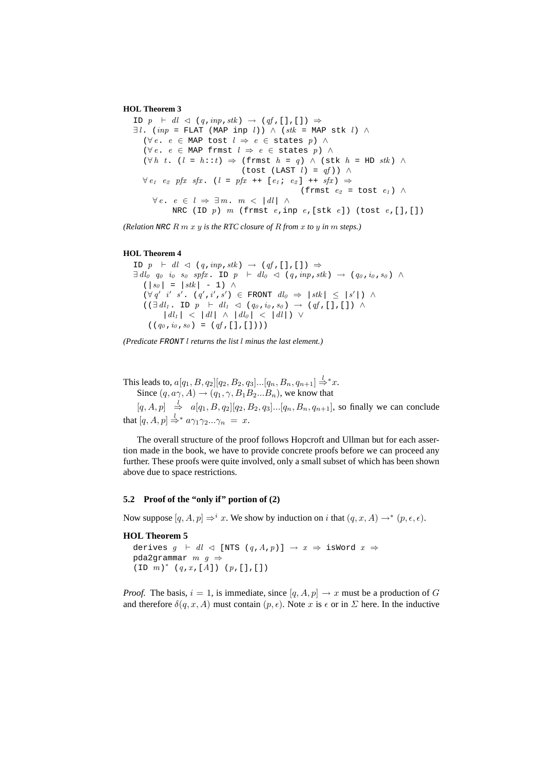**HOL Theorem 3**

```
ID p ⊢ dl ◁ (q,inp,stk) → (qf,[],[]) ⇒
∃l. (inp = FLAT (MAP inp l)) ∧ (stk = MAP stk l) ∧
  (∀e. e ∈ MAP tost l ⇒ e ∈ states p) ∧
  (∀e. e ∈ MAP frmst l ⇒ e ∈ states p) ∧
  (∀h t. (l = h::t) ⇒ (frmst h = q) ∧ (stk h = HD stk) ∧
                      (tost (LAST l) = qf)) ∧
  ∀e1 e2 pfx sfx. (l = pfx ++ [e1; e2] ++ sfx) ⇒
                                       (frmst e2 = tost e1) ∧
    ∀e. e ∈ l ⇒ ∃m. m < |dl| ∧
        NRC (ID p) m (frmst e,inp e,[stk e]) (tost e,[],[])
```

*(Relation `NRC` $R\ m\ x\ y$ is the RTC closure of $R$ from $x$ to $y$ in $m$ steps.)*

**HOL Theorem 4**

```
ID p ⊢ dl ◁ (q,inp,stk) → (qf,[],[]) ⇒
∃dl0 q0 i0 s0 spfx. ID p ⊢ dl0 ◁ (q,inp,stk) → (q0,i0,s0) ∧
  (|s0| = |stk| - 1) ∧
  (∀q' i' s'. (q',i',s') ∈ FRONT dl0 ⇒ |stk| ≤ |s'|) ∧
  ((∃dl1. ID p ⊢ dl1 ◁ (q0,i0,s0) → (qf,[],[]) ∧
      |dl1| < |dl| ∧ |dl0| < |dl|) ∨
   ((q0,i0,s0) = (qf,[],[])))
```

*(Predicate `FRONT` $l$ returns the list $l$ minus the last element.)*

This leads to, $a[q_1, B, q_2][q_2, B_2, q_3]...[q_n, B_n, q_{n+1}] \overset{l}{\Rightarrow}{}^{*} x$.

Since $(q, a\gamma, A) \rightarrow (q_1, \gamma, B_1B_2...B_n)$, we know that

$[q, A, p] \overset{l}{\Rightarrow} a[q_1, B, q_2][q_2, B_2, q_3]...[q_n, B_n, q_{n+1}]$, so finally we can conclude that $[q, A, p] \overset{l}{\Rightarrow}{}^{*} a\gamma_1\gamma_2...\gamma_n = x$.

The overall structure of the proof follows Hopcroft and Ullman but for each assertion made in the book, we have to provide concrete proofs before we can proceed any further. These proofs were quite involved, only a small subset of which has been shown above due to space restrictions.

### 5.2 Proof of the "only if" portion of (2)

Now suppose $[q, A, p] \Rightarrow^{i} x$. We show by induction on $i$ that $(q, x, A) \rightarrow^{*} (p, \epsilon, \epsilon)$.

**HOL Theorem 5**

```
derives g ⊢ dl ◁ [NTS (q,A,p)] → x ⇒ isWord x ⇒
pda2grammar m g ⇒
(ID m)* (q,x,[A]) (p,[],[])
```

*Proof.* The basis, $i = 1$, is immediate, since $[q, A, p] \rightarrow x$ must be a production of $G$ and therefore $\delta(q, x, A)$ must contain $(p, \epsilon)$. Note $x$ is $\epsilon$ or in $\Sigma$ here. In the inductive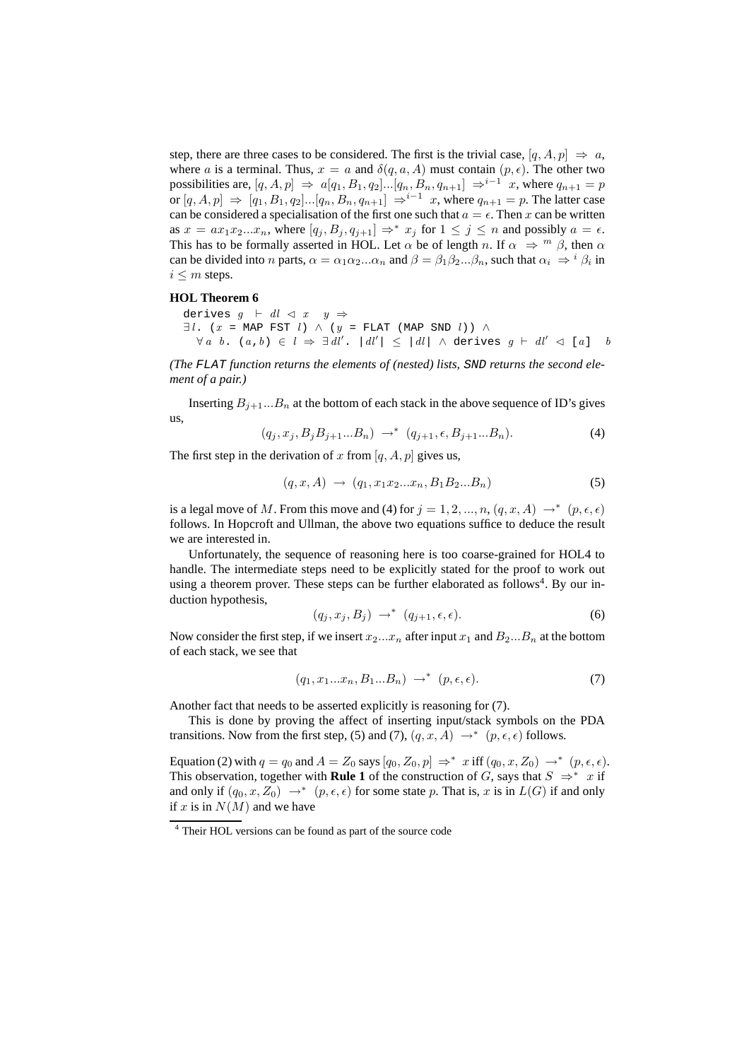step, there are three cases to be considered. The first is the trivial case, $[q, A, p] \Rightarrow a$, where $a$ is a terminal. Thus, $x = a$ and $\delta(q, a, A)$ must contain $(p, \epsilon)$. The other two possibilities are, $[q, A, p] \Rightarrow a[q_1, B_1, q_2]...[q_n, B_n, q_{n+1}] \Rightarrow^{i-1} x$, where $q_{n+1} = p$ or $[q, A, p] \Rightarrow [q_1, B_1, q_2]...[q_n, B_n, q_{n+1}] \Rightarrow^{i-1} x$, where $q_{n+1} = p$. The latter case can be considered a specialisation of the first one such that $a = \epsilon$. Then $x$ can be written as $x = ax_1x_2...x_n$, where $[q_j, B_j, q_{j+1}] \Rightarrow^* x_j$ for $1 \leq j \leq n$ and possibly $a = \epsilon$. This has to be formally asserted in HOL. Let $\alpha$ be of length $n$. If $\alpha \Rightarrow^m \beta$, then $\alpha$ can be divided into $n$ parts, $\alpha = \alpha_1\alpha_2...\alpha_n$ and $\beta = \beta_1\beta_2...\beta_n$, such that $\alpha_i \Rightarrow^i \beta_i$ in $i \leq m$ steps.

**HOL Theorem 6**

```
derives g ⊢ dl ◁ x   y ⇒
∃l. (x = MAP FST l) ∧ (y = FLAT (MAP SND l)) ∧
  ∀a b. (a,b) ∈ l ⇒ ∃dl'. |dl'| ≤ |dl| ∧ derives g ⊢ dl' ◁ [a]   b
```

*(The FLAT function returns the elements of (nested) lists, SND returns the second element of a pair.)*

Inserting $B_{j+1}...B_n$ at the bottom of each stack in the above sequence of ID's gives us,

$$(q_j, x_j, B_jB_{j+1}...B_n) \rightarrow^* (q_{j+1}, \epsilon, B_{j+1}...B_n). \tag{4}$$

The first step in the derivation of $x$ from $[q, A, p]$ gives us,

$$(q, x, A) \rightarrow (q_1, x_1x_2...x_n, B_1B_2...B_n) \tag{5}$$

is a legal move of $M$. From this move and (4) for $j = 1, 2, ..., n$, $(q, x, A) \rightarrow^* (p, \epsilon, \epsilon)$ follows. In Hopcroft and Ullman, the above two equations suffice to deduce the result we are interested in.

Unfortunately, the sequence of reasoning here is too coarse-grained for HOL4 to handle. The intermediate steps need to be explicitly stated for the proof to work out using a theorem prover. These steps can be further elaborated as follows[4]. By our induction hypothesis,

$$(q_j, x_j, B_j) \rightarrow^* (q_{j+1}, \epsilon, \epsilon). \tag{6}$$

Now consider the first step, if we insert $x_2...x_n$ after input $x_1$ and $B_2...B_n$ at the bottom of each stack, we see that

$$(q_1, x_1...x_n, B_1...B_n) \rightarrow^* (p, \epsilon, \epsilon). \tag{7}$$

Another fact that needs to be asserted explicitly is reasoning for (7).

This is done by proving the affect of inserting input/stack symbols on the PDA transitions. Now from the first step, (5) and (7), $(q, x, A) \rightarrow^* (p, \epsilon, \epsilon)$ follows.

Equation (2) with $q = q_0$ and $A = Z_0$ says $[q_0, Z_0, p] \Rightarrow^* x$ iff $(q_0, x, Z_0) \rightarrow^* (p, \epsilon, \epsilon)$. This observation, together with **Rule 1** of the construction of $G$, says that $S \Rightarrow^* x$ if and only if $(q_0, x, Z_0) \rightarrow^* (p, \epsilon, \epsilon)$ for some state $p$. That is, $x$ is in $L(G)$ if and only if $x$ is in $N(M)$ and we have

[4] Their HOL versions can be found as part of the source code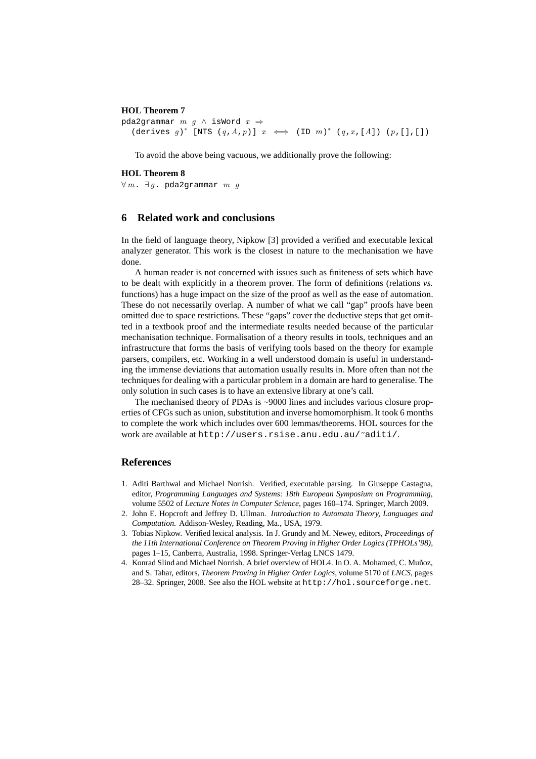**HOL Theorem 7**

pda2grammar $m$ $g$ $\wedge$ isWord $x$ $\Rightarrow$
  (derives $g$)$^*$ [NTS ($q$,$A$,$p$)] $x$ $\iff$ (ID $m$)$^*$ ($q$,$x$,[$A$]) ($p$,[],[])

To avoid the above being vacuous, we additionally prove the following:

**HOL Theorem 8**

$\forall m$. $\exists g$. pda2grammar $m$ $g$

## 6 Related work and conclusions

In the field of language theory, Nipkow [3] provided a verified and executable lexical analyzer generator. This work is the closest in nature to the mechanisation we have done.

A human reader is not concerned with issues such as finiteness of sets which have to be dealt with explicitly in a theorem prover. The form of definitions (relations *vs.* functions) has a huge impact on the size of the proof as well as the ease of automation. These do not necessarily overlap. A number of what we call "gap" proofs have been omitted due to space restrictions. These "gaps" cover the deductive steps that get omitted in a textbook proof and the intermediate results needed because of the particular mechanisation technique. Formalisation of a theory results in tools, techniques and an infrastructure that forms the basis of verifying tools based on the theory for example parsers, compilers, etc. Working in a well understood domain is useful in understanding the immense deviations that automation usually results in. More often than not the techniques for dealing with a particular problem in a domain are hard to generalise. The only solution in such cases is to have an extensive library at one's call.

The mechanised theory of PDAs is ~9000 lines and includes various closure properties of CFGs such as union, substitution and inverse homomorphism. It took 6 months to complete the work which includes over 600 lemmas/theorems. HOL sources for the work are available at `http://users.rsise.anu.edu.au/~aditi/`.

## References

1. Aditi Barthwal and Michael Norrish. Verified, executable parsing. In Giuseppe Castagna, editor, *Programming Languages and Systems: 18th European Symposium on Programming*, volume 5502 of *Lecture Notes in Computer Science*, pages 160–174. Springer, March 2009.
2. John E. Hopcroft and Jeffrey D. Ullman. *Introduction to Automata Theory, Languages and Computation*. Addison-Wesley, Reading, Ma., USA, 1979.
3. Tobias Nipkow. Verified lexical analysis. In J. Grundy and M. Newey, editors, *Proceedings of the 11th International Conference on Theorem Proving in Higher Order Logics (TPHOLs'98)*, pages 1–15, Canberra, Australia, 1998. Springer-Verlag LNCS 1479.
4. Konrad Slind and Michael Norrish. A brief overview of HOL4. In O. A. Mohamed, C. Muñoz, and S. Tahar, editors, *Theorem Proving in Higher Order Logics*, volume 5170 of *LNCS*, pages 28–32. Springer, 2008. See also the HOL website at `http://hol.sourceforge.net`.